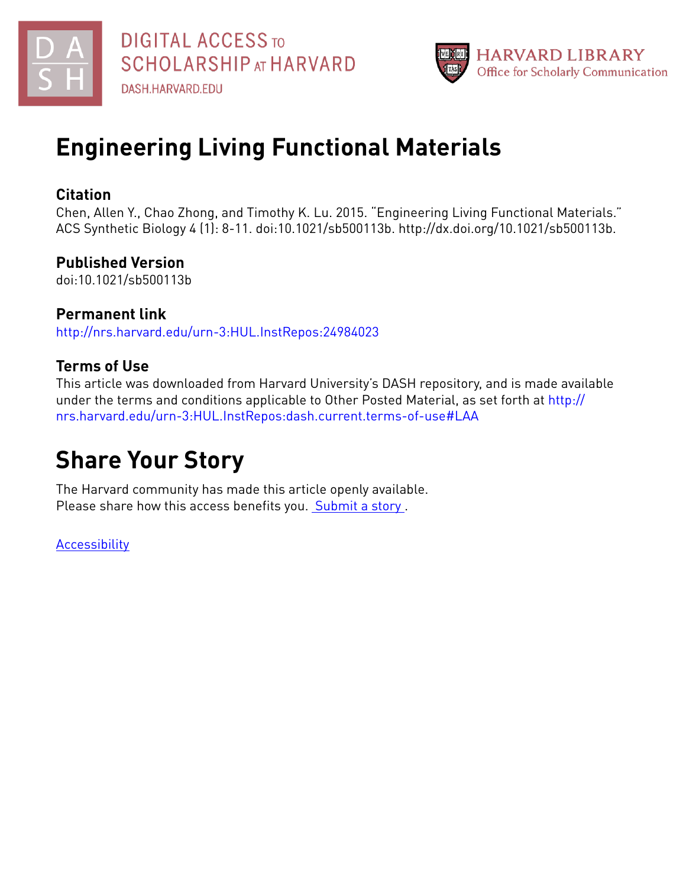DIGITAL ACCESS TO SCHOLARSHIP AT HARVARD

DASH.HARVARD.EDU

HARVARD LIBRARY
Office for Scholarly Communication

# Engineering Living Functional Materials

## Citation

Chen, Allen Y., Chao Zhong, and Timothy K. Lu. 2015. “Engineering Living Functional Materials.” ACS Synthetic Biology 4 (1): 8-11. doi:10.1021/sb500113b. http://dx.doi.org/10.1021/sb500113b.

## Published Version

doi:10.1021/sb500113b

## Permanent link

http://nrs.harvard.edu/urn-3:HUL.InstRepos:24984023

## Terms of Use

This article was downloaded from Harvard University’s DASH repository, and is made available under the terms and conditions applicable to Other Posted Material, as set forth at http://nrs.harvard.edu/urn-3:HUL.InstRepos:dash.current.terms-of-use#LAA

# Share Your Story

The Harvard community has made this article openly available.
Please share how this access benefits you. Submit a story .

Accessibility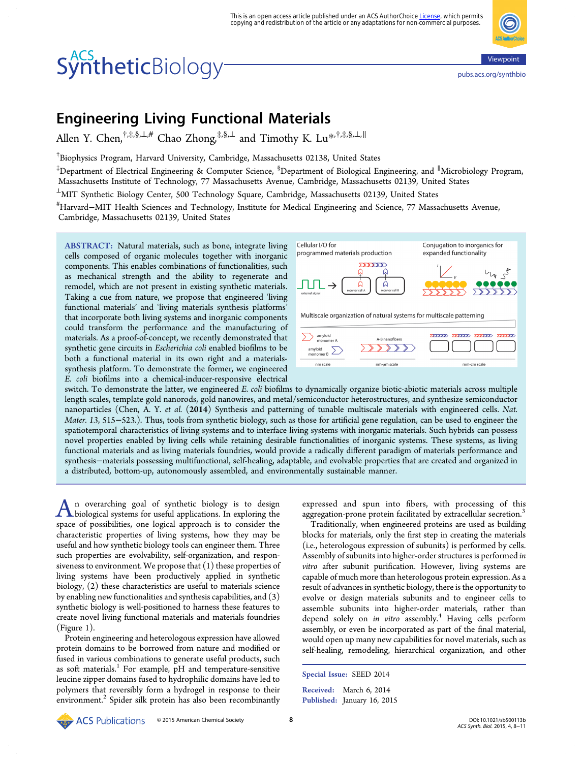This is an open access article published under an ACS AuthorChoice License, which permits copying and redistribution of the article or any adaptations for non-commercial purposes.

Viewpoint

# Engineering Living Functional Materials

Allen Y. Chen,[†,‡,§,⊥,#] Chao Zhong,[‡,§,⊥] and Timothy K. Lu*[,†,‡,§,⊥,∥]

[†]Biophysics Program, Harvard University, Cambridge, Massachusetts 02138, United States

[‡]Department of Electrical Engineering & Computer Science, [§]Department of Biological Engineering, and [∥]Microbiology Program, Massachusetts Institute of Technology, 77 Massachusetts Avenue, Cambridge, Massachusetts 02139, United States

[⊥]MIT Synthetic Biology Center, 500 Technology Square, Cambridge, Massachusetts 02139, United States

[#]Harvard−MIT Health Sciences and Technology, Institute for Medical Engineering and Science, 77 Massachusetts Avenue, Cambridge, Massachusetts 02139, United States

**ABSTRACT:** Natural materials, such as bone, integrate living cells composed of organic molecules together with inorganic components. This enables combinations of functionalities, such as mechanical strength and the ability to regenerate and remodel, which are not present in existing synthetic materials. Taking a cue from nature, we propose that engineered 'living functional materials' and 'living materials synthesis platforms' that incorporate both living systems and inorganic components could transform the performance and the manufacturing of materials. As a proof-of-concept, we recently demonstrated that synthetic gene circuits in *Escherichia coli* enabled biofilms to be both a functional material in its own right and a materials-synthesis platform. To demonstrate the former, we engineered *E. coli* biofilms into a chemical-inducer-responsive electrical switch. To demonstrate the latter, we engineered *E. coli* biofilms to dynamically organize biotic-abiotic materials across multiple length scales, template gold nanorods, gold nanowires, and metal/semiconductor heterostructures, and synthesize semiconductor nanoparticles (Chen, A. Y. *et al.* (**2014**) Synthesis and patterning of tunable multiscale materials with engineered cells. *Nat. Mater.* 13, 515−523.). Thus, tools from synthetic biology, such as those for artificial gene regulation, can be used to engineer the spatiotemporal characteristics of living systems and to interface living systems with inorganic materials. Such hybrids can possess novel properties enabled by living cells while retaining desirable functionalities of inorganic systems. These systems, as living functional materials and as living materials foundries, would provide a radically different paradigm of materials performance and synthesis—materials possessing multifunctional, self-healing, adaptable, and evolvable properties that are created and organized in a distributed, bottom-up, autonomously assembled, and environmentally sustainable manner.

An overarching goal of synthetic biology is to design biological systems for useful applications. In exploring the space of possibilities, one logical approach is to consider the characteristic properties of living systems, how they may be useful and how synthetic biology tools can engineer them. Three such properties are evolvability, self-organization, and responsiveness to environment. We propose that (1) these properties of living systems have been productively applied in synthetic biology, (2) these characteristics are useful to materials science by enabling new functionalities and synthesis capabilities, and (3) synthetic biology is well-positioned to harness these features to create novel living functional materials and materials foundries (Figure 1).

Protein engineering and heterologous expression have allowed protein domains to be borrowed from nature and modified or fused in various combinations to generate useful products, such as soft materials.[1] For example, pH and temperature-sensitive leucine zipper domains fused to hydrophilic domains have led to polymers that reversibly form a hydrogel in response to their environment.[2] Spider silk protein has also been recombinantly expressed and spun into fibers, with processing of this aggregation-prone protein facilitated by extracellular secretion.[3]

Traditionally, when engineered proteins are used as building blocks for materials, only the first step in creating the materials (i.e., heterologous expression of subunits) is performed by cells. Assembly of subunits into higher-order structures is performed *in vitro* after subunit purification. However, living systems are capable of much more than heterologous protein expression. As a result of advances in synthetic biology, there is the opportunity to evolve or design materials subunits and to engineer cells to assemble subunits into higher-order materials, rather than depend solely on *in vitro* assembly.[4] Having cells perform assembly, or even be incorporated as part of the final material, would open up many new capabilities for novel materials, such as self-healing, remodeling, hierarchical organization, and other

**Special Issue:** SEED 2014

**Received:** March 6, 2014
**Published:** January 16, 2015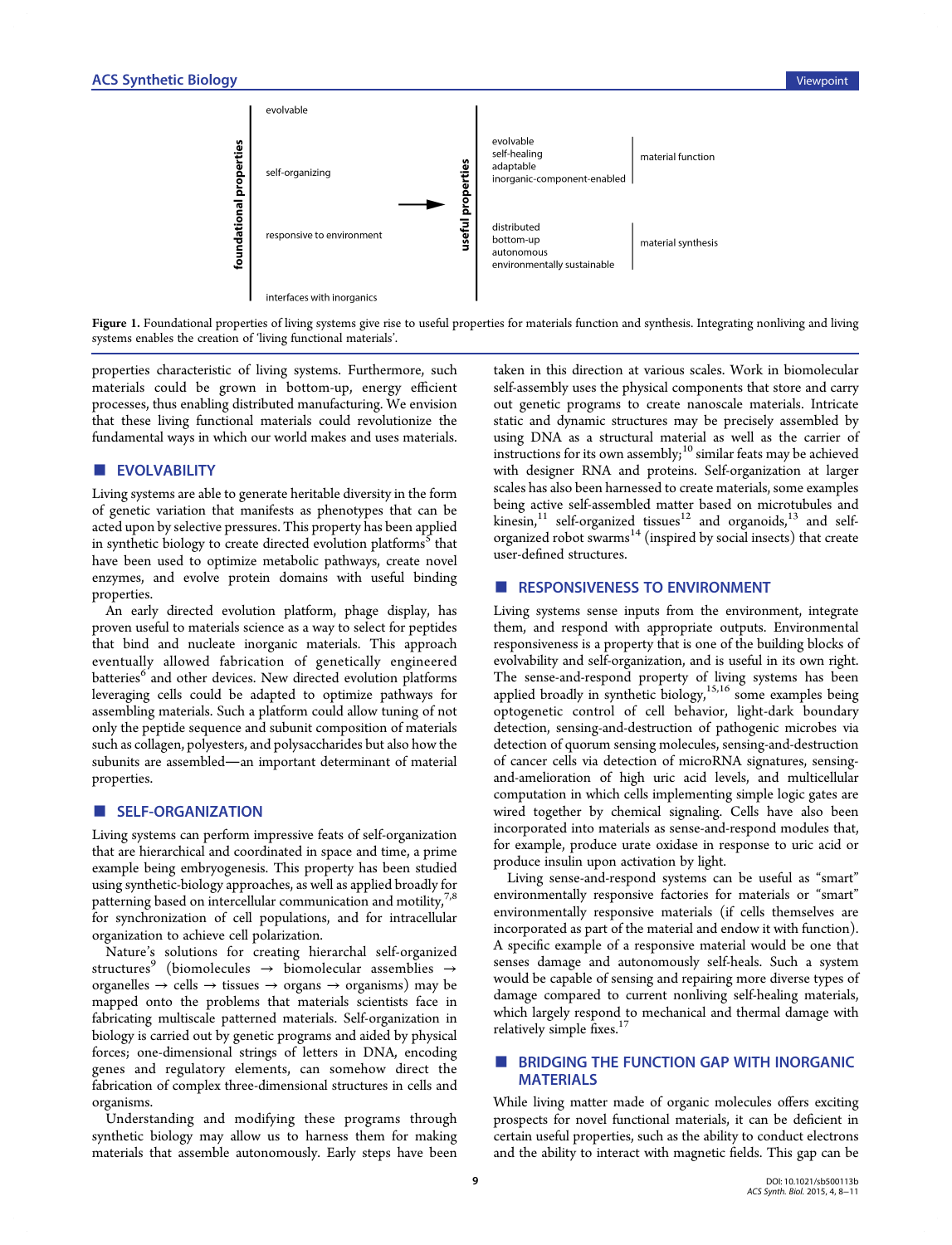**Figure 1.** Foundational properties of living systems give rise to useful properties for materials function and synthesis. Integrating nonliving and living systems enables the creation of 'living functional materials'.

properties characteristic of living systems. Furthermore, such materials could be grown in bottom-up, energy efficient processes, thus enabling distributed manufacturing. We envision that these living functional materials could revolutionize the fundamental ways in which our world makes and uses materials.

## EVOLVABILITY

Living systems are able to generate heritable diversity in the form of genetic variation that manifests as phenotypes that can be acted upon by selective pressures. This property has been applied in synthetic biology to create directed evolution platforms[5] that have been used to optimize metabolic pathways, create novel enzymes, and evolve protein domains with useful binding properties.

An early directed evolution platform, phage display, has proven useful to materials science as a way to select for peptides that bind and nucleate inorganic materials. This approach eventually allowed fabrication of genetically engineered batteries[6] and other devices. New directed evolution platforms leveraging cells could be adapted to optimize pathways for assembling materials. Such a platform could allow tuning of not only the peptide sequence and subunit composition of materials such as collagen, polyesters, and polysaccharides but also how the subunits are assembled—an important determinant of material properties.

## SELF-ORGANIZATION

Living systems can perform impressive feats of self-organization that are hierarchical and coordinated in space and time, a prime example being embryogenesis. This property has been studied using synthetic-biology approaches, as well as applied broadly for patterning based on intercellular communication and motility,[7,8] for synchronization of cell populations, and for intracellular organization to achieve cell polarization.

Nature's solutions for creating hierarchical self-organized structures[9] (biomolecules → biomolecular assemblies → organelles → cells → tissues → organs → organisms) may be mapped onto the problems that materials scientists face in fabricating multiscale patterned materials. Self-organization in biology is carried out by genetic programs and aided by physical forces; one-dimensional strings of letters in DNA, encoding genes and regulatory elements, can somehow direct the fabrication of complex three-dimensional structures in cells and organisms.

Understanding and modifying these programs through synthetic biology may allow us to harness them for making materials that assemble autonomously. Early steps have been taken in this direction at various scales. Work in biomolecular self-assembly uses the physical components that store and carry out genetic programs to create nanoscale materials. Intricate static and dynamic structures may be precisely assembled by using DNA as a structural material as well as the carrier of instructions for its own assembly;[10] similar feats may be achieved with designer RNA and proteins. Self-organization at larger scales has also been harnessed to create materials, some examples being active self-assembled matter based on microtubules and kinesin,[11] self-organized tissues[12] and organoids,[13] and self-organized robot swarms[14] (inspired by social insects) that create user-defined structures.

## RESPONSIVENESS TO ENVIRONMENT

Living systems sense inputs from the environment, integrate them, and respond with appropriate outputs. Environmental responsiveness is a property that is one of the building blocks of evolvability and self-organization, and is useful in its own right. The sense-and-respond property of living systems has been applied broadly in synthetic biology,[15,16] some examples being optogenetic control of cell behavior, light-dark boundary detection, sensing-and-destruction of pathogenic microbes via detection of quorum sensing molecules, sensing-and-destruction of cancer cells via detection of microRNA signatures, sensing-and-amelioration of high uric acid levels, and multicellular computation in which cells implementing simple logic gates are wired together by chemical signaling. Cells have also been incorporated into materials as sense-and-respond modules that, for example, produce urate oxidase in response to uric acid or produce insulin upon activation by light.

Living sense-and-respond systems can be useful as "smart" environmentally responsive factories for materials or "smart" environmentally responsive materials (if cells themselves are incorporated as part of the material and endow it with function). A specific example of a responsive material would be one that senses damage and autonomously self-heals. Such a system would be capable of sensing and repairing more diverse types of damage compared to current nonliving self-healing materials, which largely respond to mechanical and thermal damage with relatively simple fixes.[17]

## BRIDGING THE FUNCTION GAP WITH INORGANIC MATERIALS

While living matter made of organic molecules offers exciting prospects for novel functional materials, it can be deficient in certain useful properties, such as the ability to conduct electrons and the ability to interact with magnetic fields. This gap can be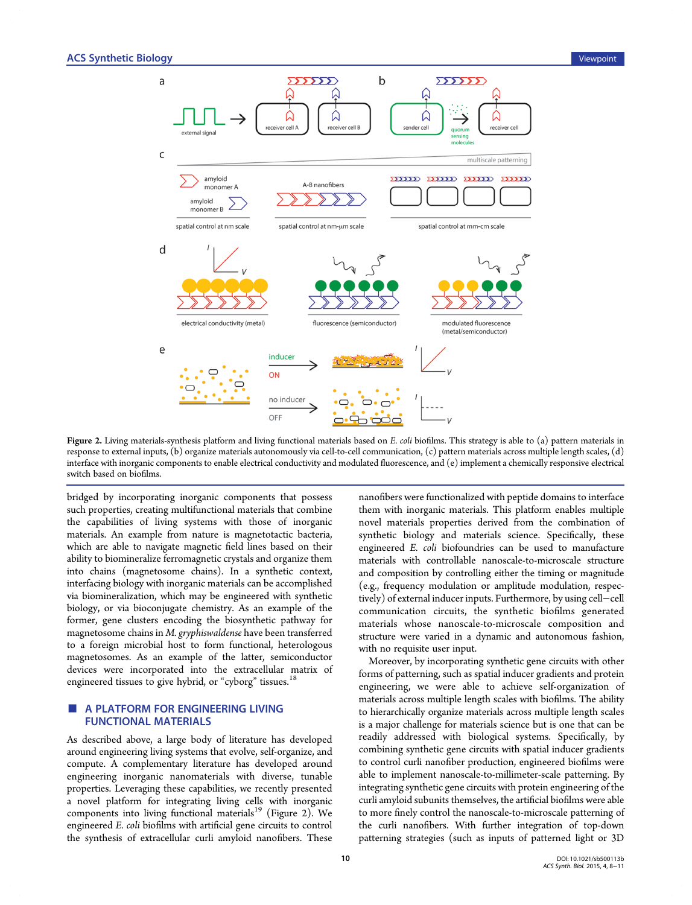a

external signal

receiver cell A

receiver cell B

b

sender cell

quorum sensing molecules

receiver cell

c

multiscale patterning

amyloid monomer A

amyloid monomer B

spatial control at nm scale

A-B nanofibers

spatial control at nm-μm scale

spatial control at mm-cm scale

d

I

V

electrical conductivity (metal)

fluorescence (semiconductor)

modulated fluorescence (metal/semiconductor)

e

inducer

ON

no inducer

OFF

I

V

I

V

Figure 2. Living materials-synthesis platform and living functional materials based on *E. coli* biofilms. This strategy is able to (a) pattern materials in response to external inputs, (b) organize materials autonomously via cell-to-cell communication, (c) pattern materials across multiple length scales, (d) interface with inorganic components to enable electrical conductivity and modulated fluorescence, and (e) implement a chemically responsive electrical switch based on biofilms.

bridged by incorporating inorganic components that possess such properties, creating multifunctional materials that combine the capabilities of living systems with those of inorganic materials. An example from nature is magnetotactic bacteria, which are able to navigate magnetic field lines based on their ability to biomineralize ferromagnetic crystals and organize them into chains (magnetosome chains). In a synthetic context, interfacing biology with inorganic materials can be accomplished via biomineralization, which may be engineered with synthetic biology, or via bioconjugate chemistry. As an example of the former, gene clusters encoding the biosynthetic pathway for magnetosome chains in *M. gryphiswaldense* have been transferred to a foreign microbial host to form functional, heterologous magnetosomes. As an example of the latter, semiconductor devices were incorporated into the extracellular matrix of engineered tissues to give hybrid, or "cyborg" tissues.[18]

## A PLATFORM FOR ENGINEERING LIVING FUNCTIONAL MATERIALS

As described above, a large body of literature has developed around engineering living systems that evolve, self-organize, and compute. A complementary literature has developed around engineering inorganic nanomaterials with diverse, tunable properties. Leveraging these capabilities, we recently presented a novel platform for integrating living cells with inorganic components into living functional materials[19] (Figure 2). We engineered *E. coli* biofilms with artificial gene circuits to control the synthesis of extracellular curli amyloid nanofibers. These nanofibers were functionalized with peptide domains to interface them with inorganic materials. This platform enables multiple novel materials properties derived from the combination of synthetic biology and materials science. Specifically, these engineered *E. coli* biofoundries can be used to manufacture materials with controllable nanoscale-to-microscale structure and composition by controlling either the timing or magnitude (e.g., frequency modulation or amplitude modulation, respectively) of external inducer inputs. Furthermore, by using cell–cell communication circuits, the synthetic biofilms generated materials whose nanoscale-to-microscale composition and structure were varied in a dynamic and autonomous fashion, with no requisite user input.

Moreover, by incorporating synthetic gene circuits with other forms of patterning, such as spatial inducer gradients and protein engineering, we were able to achieve self-organization of materials across multiple length scales with biofilms. The ability to hierarchically organize materials across multiple length scales is a major challenge for materials science but is one that can be readily addressed with biological systems. Specifically, by combining synthetic gene circuits with spatial inducer gradients to control curli nanofiber production, engineered biofilms were able to implement nanoscale-to-millimeter-scale patterning. By integrating synthetic gene circuits with protein engineering of the curli amyloid subunits themselves, the artificial biofilms were able to more finely control the nanoscale-to-microscale patterning of the curli nanofibers. With further integration of top-down patterning strategies (such as inputs of patterned light or 3D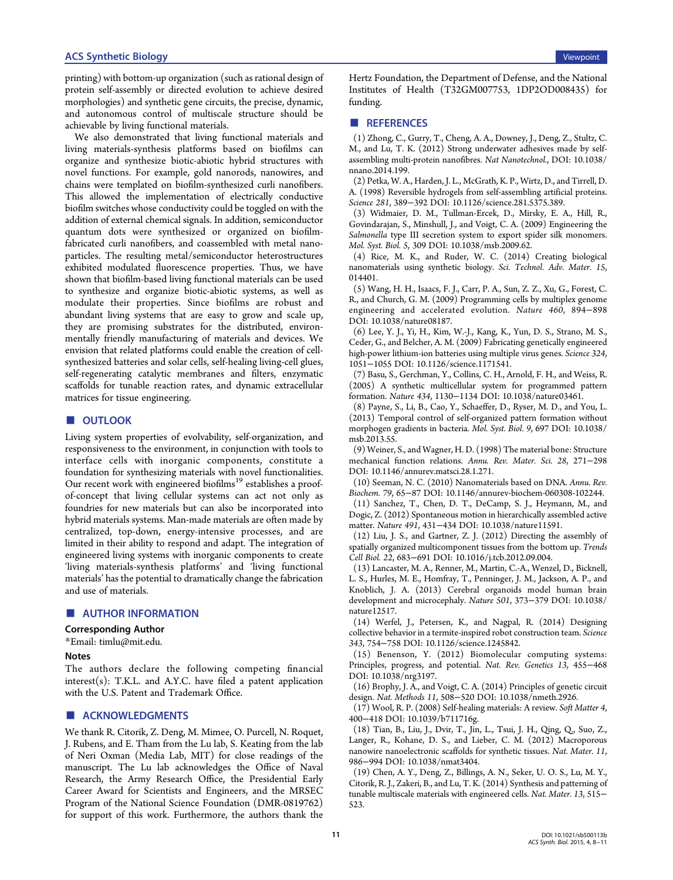printing) with bottom-up organization (such as rational design of protein self-assembly or directed evolution to achieve desired morphologies) and synthetic gene circuits, the precise, dynamic, and autonomous control of multiscale structure should be achievable by living functional materials.

We also demonstrated that living functional materials and living materials-synthesis platforms based on biofilms can organize and synthesize biotic-abiotic hybrid structures with novel functions. For example, gold nanorods, nanowires, and chains were templated on biofilm-synthesized curli nanofibers. This allowed the implementation of electrically conductive biofilm switches whose conductivity could be toggled on with the addition of external chemical signals. In addition, semiconductor quantum dots were synthesized or organized on biofilm-fabricated curli nanofibers, and coassembled with metal nanoparticles. The resulting metal/semiconductor heterostructures exhibited modulated fluorescence properties. Thus, we have shown that biofilm-based living functional materials can be used to synthesize and organize biotic-abiotic systems, as well as modulate their properties. Since biofilms are robust and abundant living systems that are easy to grow and scale up, they are promising substrates for the distributed, environmentally friendly manufacturing of materials and devices. We envision that related platforms could enable the creation of cell-synthesized batteries and solar cells, self-healing living-cell glues, self-regenerating catalytic membranes and filters, enzymatic scaffolds for tunable reaction rates, and dynamic extracellular matrices for tissue engineering.

## OUTLOOK

Living system properties of evolvability, self-organization, and responsiveness to the environment, in conjunction with tools to interface cells with inorganic components, constitute a foundation for synthesizing materials with novel functionalities. Our recent work with engineered biofilms[19] establishes a proof-of-concept that living cellular systems can act not only as foundries for new materials but can also be incorporated into hybrid materials systems. Man-made materials are often made by centralized, top-down, energy-intensive processes, and are limited in their ability to respond and adapt. The integration of engineered living systems with inorganic components to create 'living materials-synthesis platforms' and 'living functional materials' has the potential to dramatically change the fabrication and use of materials.

## AUTHOR INFORMATION

### Corresponding Author

*Email: timlu@mit.edu.

### Notes

The authors declare the following competing financial interest(s): T.K.L. and A.Y.C. have filed a patent application with the U.S. Patent and Trademark Office.

## ACKNOWLEDGMENTS

We thank R. Citorik, Z. Deng, M. Mimee, O. Purcell, N. Roquet, J. Rubens, and E. Tham from the Lu lab, S. Keating from the lab of Neri Oxman (Media Lab, MIT) for close readings of the manuscript. The Lu lab acknowledges the Office of Naval Research, the Army Research Office, the Presidential Early Career Award for Scientists and Engineers, and the MRSEC Program of the National Science Foundation (DMR-0819762) for support of this work. Furthermore, the authors thank the Hertz Foundation, the Department of Defense, and the National Institutes of Health (T32GM007753, 1DP2OD008435) for funding.

## REFERENCES

(1) Zhong, C., Gurry, T., Cheng, A. A., Downey, J., Deng, Z., Stultz, C. M., and Lu, T. K. (2012) Strong underwater adhesives made by self-assembling multi-protein nanofibres. *Nat Nanotechnol.*, DOI: 10.1038/nnano.2014.199.

(2) Petka, W. A., Harden, J. L., McGrath, K. P., Wirtz, D., and Tirrell, D. A. (1998) Reversible hydrogels from self-assembling artificial proteins. *Science 281*, 389−392 DOI: 10.1126/science.281.5375.389.

(3) Widmaier, D. M., Tullman-Ercek, D., Mirsky, E. A., Hill, R., Govindarajan, S., Minshull, J., and Voigt, C. A. (2009) Engineering the *Salmonella* type III secretion system to export spider silk monomers. *Mol. Syst. Biol. 5*, 309 DOI: 10.1038/msb.2009.62.

(4) Rice, M. K., and Ruder, W. C. (2014) Creating biological nanomaterials using synthetic biology. *Sci. Technol. Adv. Mater. 15*, 014401.

(5) Wang, H. H., Isaacs, F. J., Carr, P. A., Sun, Z. Z., Xu, G., Forest, C. R., and Church, G. M. (2009) Programming cells by multiplex genome engineering and accelerated evolution. *Nature 460*, 894−898 DOI: 10.1038/nature08187.

(6) Lee, Y. J., Yi, H., Kim, W.-J., Kang, K., Yun, D. S., Strano, M. S., Ceder, G., and Belcher, A. M. (2009) Fabricating genetically engineered high-power lithium-ion batteries using multiple virus genes. *Science 324*, 1051−1055 DOI: 10.1126/science.1171541.

(7) Basu, S., Gerchman, Y., Collins, C. H., Arnold, F. H., and Weiss, R. (2005) A synthetic multicellular system for programmed pattern formation. *Nature 434*, 1130−1134 DOI: 10.1038/nature03461.

(8) Payne, S., Li, B., Cao, Y., Schaeffer, D., Ryser, M. D., and You, L. (2013) Temporal control of self-organized pattern formation without morphogen gradients in bacteria. *Mol. Syst. Biol. 9*, 697 DOI: 10.1038/msb.2013.55.

(9) Weiner, S., and Wagner, H. D. (1998) The material bone: Structure mechanical function relations. *Annu. Rev. Mater. Sci. 28*, 271−298 DOI: 10.1146/annurev.matsci.28.1.271.

(10) Seeman, N. C. (2010) Nanomaterials based on DNA. *Annu. Rev. Biochem. 79*, 65−87 DOI: 10.1146/annurev-biochem-060308-102244.

(11) Sanchez, T., Chen, D. T., DeCamp, S. J., Heymann, M., and Dogic, Z. (2012) Spontaneous motion in hierarchically assembled active matter. *Nature 491*, 431−434 DOI: 10.1038/nature11591.

(12) Liu, J. S., and Gartner, Z. J. (2012) Directing the assembly of spatially organized multicomponent tissues from the bottom up. *Trends Cell Biol. 22*, 683−691 DOI: 10.1016/j.tcb.2012.09.004.

(13) Lancaster, M. A., Renner, M., Martin, C.-A., Wenzel, D., Bicknell, L. S., Hurles, M. E., Homfray, T., Penninger, J. M., Jackson, A. P., and Knoblich, J. A. (2013) Cerebral organoids model human brain development and microcephaly. *Nature 501*, 373−379 DOI: 10.1038/nature12517.

(14) Werfel, J., Petersen, K., and Nagpal, R. (2014) Designing collective behavior in a termite-inspired robot construction team. *Science 343*, 754−758 DOI: 10.1126/science.1245842.

(15) Benenson, Y. (2012) Biomolecular computing systems: Principles, progress, and potential. *Nat. Rev. Genetics 13*, 455−468 DOI: 10.1038/nrg3197.

(16) Brophy, J. A., and Voigt, C. A. (2014) Principles of genetic circuit design. *Nat. Methods 11*, 508−520 DOI: 10.1038/nmeth.2926.

(17) Wool, R. P. (2008) Self-healing materials: A review. *Soft Matter 4*, 400−418 DOI: 10.1039/b711716g.

(18) Tian, B., Liu, J., Dvir, T., Jin, L., Tsui, J. H., Qing, Q., Suo, Z., Langer, R., Kohane, D. S., and Lieber, C. M. (2012) Macroporous nanowire nanoelectronic scaffolds for synthetic tissues. *Nat. Mater. 11*, 986−994 DOI: 10.1038/nmat3404.

(19) Chen, A. Y., Deng, Z., Billings, A. N., Seker, U. O. S., Lu, M. Y., Citorik, R. J., Zakeri, B., and Lu, T. K. (2014) Synthesis and patterning of tunable multiscale materials with engineered cells. *Nat. Mater. 13*, 515−523.